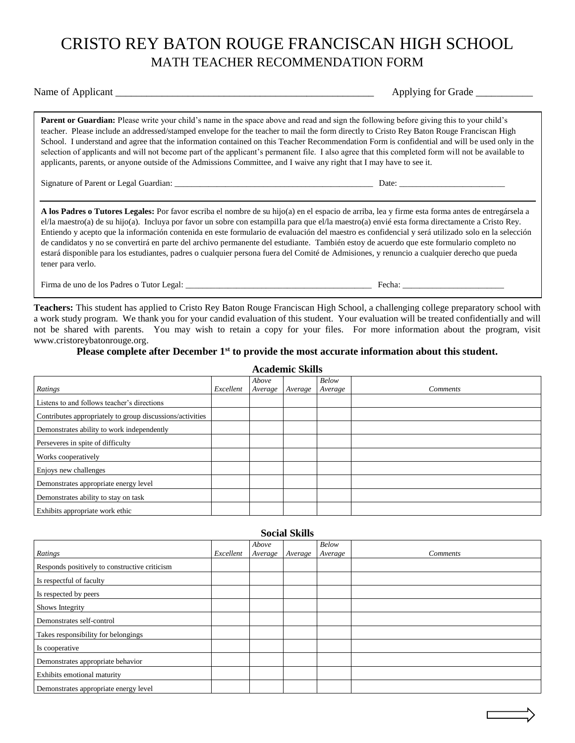# CRISTO REY BATON ROUGE FRANCISCAN HIGH SCHOOL

## MATH TEACHER RECOMMENDATION FORM

Name of Applicant ____________________________________________________ Applying for Grade ___________

**Parent or Guardian:** Please write your child's name in the space above and read and sign the following before giving this to your child's teacher. Please include an addressed/stamped envelope for the teacher to mail the form directly to Cristo Rey Baton Rouge Franciscan High School. I understand and agree that the information contained on this Teacher Recommendation Form is confidential and will be used only in the selection of applicants and will not become part of the applicant's permanent file. I also agree that this completed form will not be available to applicants, parents, or anyone outside of the Admissions Committee, and I waive any right that I may have to see it.

Signature of Parent or Legal Guardian: ________________________________________________ Date: _________________________

**A los Padres o Tutores Legales:** Por favor escriba el nombre de su hijo(a) en el espacio de arriba, lea y firme esta forma antes de entregársela a el/la maestro(a) de su hijo(a). Incluya por favor un sobre con estampilla para que el/la maestro(a) envié esta forma directamente a Cristo Rey. Entiendo y acepto que la información contenida en este formulario de evaluación del maestro es confidencial y será utilizado solo en la selección de candidatos y no se convertirá en parte del archivo permanente del estudiante. También estoy de acuerdo que este formulario completo no estará disponible para los estudiantes, padres o cualquier persona fuera del Comité de Admisiones, y renuncio a cualquier derecho que pueda tener para verlo.

Firma de uno de los Padres o Tutor Legal: ____________________________________________ Fecha: ________________________

**Teachers:** This student has applied to Cristo Rey Baton Rouge Franciscan High School, a challenging college preparatory school with a work study program. We thank you for your candid evaluation of this student. Your evaluation will be treated confidentially and will not be shared with parents. You may wish to retain a copy for your files. For more information about the program, visit www.cristoreybatonrouge.org.

**Please complete after December 1st to provide the most accurate information about this student.**

### Academic Skills

| *Ratings* | *Excellent* | *Above Average* | *Average* | *Below Average* | *Comments* |
|---|---|---|---|---|---|
| Listens to and follows teacher's directions | | | | | |
| Contributes appropriately to group discussions/activities | | | | | |
| Demonstrates ability to work independently | | | | | |
| Perseveres in spite of difficulty | | | | | |
| Works cooperatively | | | | | |
| Enjoys new challenges | | | | | |
| Demonstrates appropriate energy level | | | | | |
| Demonstrates ability to stay on task | | | | | |
| Exhibits appropriate work ethic | | | | | |

### Social Skills

| *Ratings* | *Excellent* | *Above Average* | *Average* | *Below Average* | *Comments* |
|---|---|---|---|---|---|
| Responds positively to constructive criticism | | | | | |
| Is respectful of faculty | | | | | |
| Is respected by peers | | | | | |
| Shows Integrity | | | | | |
| Demonstrates self-control | | | | | |
| Takes responsibility for belongings | | | | | |
| Is cooperative | | | | | |
| Demonstrates appropriate behavior | | | | | |
| Exhibits emotional maturity | | | | | |
| Demonstrates appropriate energy level | | | | | |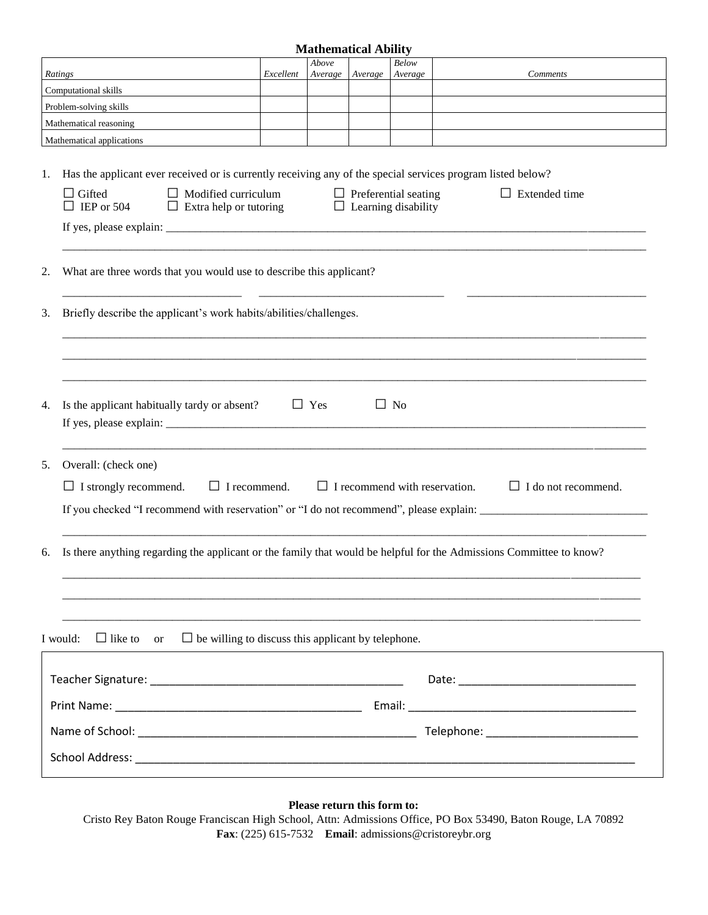**Mathematical Ability**

| *Ratings* | *Excellent* | *Above Average* | *Average* | *Below Average* | *Comments* |
|---|---|---|---|---|---|
| Computational skills | | | | | |
| Problem-solving skills | | | | | |
| Mathematical reasoning | | | | | |
| Mathematical applications | | | | | |

1. Has the applicant ever received or is currently receiving any of the special services program listed below?

   ☐ Gifted ☐ Modified curriculum ☐ Preferential seating ☐ Extended time
   ☐ IEP or 504 ☐ Extra help or tutoring ☐ Learning disability

   If yes, please explain: ______________________________________________________________________________

   ______________________________________________________________________________________________

2. What are three words that you would use to describe this applicant?

   ____________________________ ____________________________ ____________________________

3. Briefly describe the applicant's work habits/abilities/challenges.

   ______________________________________________________________________________________________

   ______________________________________________________________________________________________

   ______________________________________________________________________________________________

4. Is the applicant habitually tardy or absent? ☐ Yes ☐ No

   If yes, please explain: ______________________________________________________________________________

   ______________________________________________________________________________________________

5. Overall: (check one)

   ☐ I strongly recommend. ☐ I recommend. ☐ I recommend with reservation. ☐ I do not recommend.

   If you checked "I recommend with reservation" or "I do not recommend", please explain: ____________________________

   ______________________________________________________________________________________________

6. Is there anything regarding the applicant or the family that would be helpful for the Admissions Committee to know?

   ______________________________________________________________________________________________

   ______________________________________________________________________________________________

   ______________________________________________________________________________________________

I would: ☐ like to or ☐ be willing to discuss this applicant by telephone.

Teacher Signature: ______________________________________ Date: ____________________________

Print Name: ______________________________________ Email: ____________________________________

Name of School: ____________________________________________ Telephone: ________________________

School Address: ________________________________________________________________________________

**Please return this form to:**

Cristo Rey Baton Rouge Franciscan High School, Attn: Admissions Office, PO Box 53490, Baton Rouge, LA 70892

**Fax**: (225) 615-7532 **Email**: admissions@cristoreybr.org